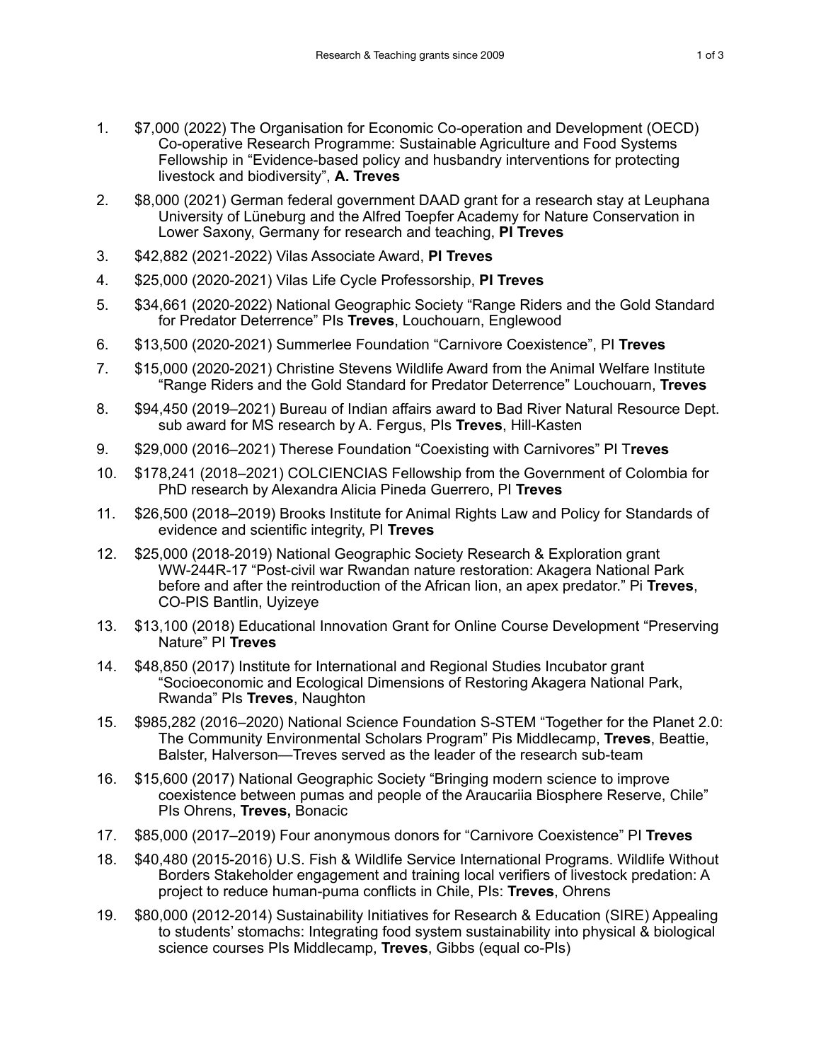1. $7,000 (2022) The Organisation for Economic Co-operation and Development (OECD) Co-operative Research Programme: Sustainable Agriculture and Food Systems Fellowship in "Evidence-based policy and husbandry interventions for protecting livestock and biodiversity", **A. Treves**
2. $8,000 (2021) German federal government DAAD grant for a research stay at Leuphana University of Lüneburg and the Alfred Toepfer Academy for Nature Conservation in Lower Saxony, Germany for research and teaching, **PI Treves**
3. $42,882 (2021-2022) Vilas Associate Award, **PI Treves**
4. $25,000 (2020-2021) Vilas Life Cycle Professorship, **PI Treves**
5. $34,661 (2020-2022) National Geographic Society "Range Riders and the Gold Standard for Predator Deterrence" PIs **Treves**, Louchouarn, Englewood
6. $13,500 (2020-2021) Summerlee Foundation "Carnivore Coexistence", PI **Treves**
7. $15,000 (2020-2021) Christine Stevens Wildlife Award from the Animal Welfare Institute "Range Riders and the Gold Standard for Predator Deterrence" Louchouarn, **Treves**
8. $94,450 (2019–2021) Bureau of Indian affairs award to Bad River Natural Resource Dept. sub award for MS research by A. Fergus, PIs **Treves**, Hill-Kasten
9. $29,000 (2016–2021) Therese Foundation "Coexisting with Carnivores" PI T**reves**
10. $178,241 (2018–2021) COLCIENCIAS Fellowship from the Government of Colombia for PhD research by Alexandra Alicia Pineda Guerrero, PI **Treves**
11. $26,500 (2018–2019) Brooks Institute for Animal Rights Law and Policy for Standards of evidence and scientific integrity, PI **Treves**
12. $25,000 (2018-2019) National Geographic Society Research & Exploration grant WW-244R-17 "Post-civil war Rwandan nature restoration: Akagera National Park before and after the reintroduction of the African lion, an apex predator." Pi **Treves**, CO-PIS Bantlin, Uyizeye
13. $13,100 (2018) Educational Innovation Grant for Online Course Development "Preserving Nature" PI **Treves**
14. $48,850 (2017) Institute for International and Regional Studies Incubator grant "Socioeconomic and Ecological Dimensions of Restoring Akagera National Park, Rwanda" PIs **Treves**, Naughton
15. $985,282 (2016–2020) National Science Foundation S-STEM "Together for the Planet 2.0: The Community Environmental Scholars Program" Pis Middlecamp, **Treves**, Beattie, Balster, Halverson—Treves served as the leader of the research sub-team
16. $15,600 (2017) National Geographic Society "Bringing modern science to improve coexistence between pumas and people of the Araucariia Biosphere Reserve, Chile" PIs Ohrens, **Treves,** Bonacic
17. $85,000 (2017–2019) Four anonymous donors for "Carnivore Coexistence" PI **Treves**
18. $40,480 (2015-2016) U.S. Fish & Wildlife Service International Programs. Wildlife Without Borders Stakeholder engagement and training local verifiers of livestock predation: A project to reduce human-puma conflicts in Chile, PIs: **Treves**, Ohrens
19. $80,000 (2012-2014) Sustainability Initiatives for Research & Education (SIRE) Appealing to students' stomachs: Integrating food system sustainability into physical & biological science courses PIs Middlecamp, **Treves**, Gibbs (equal co-PIs)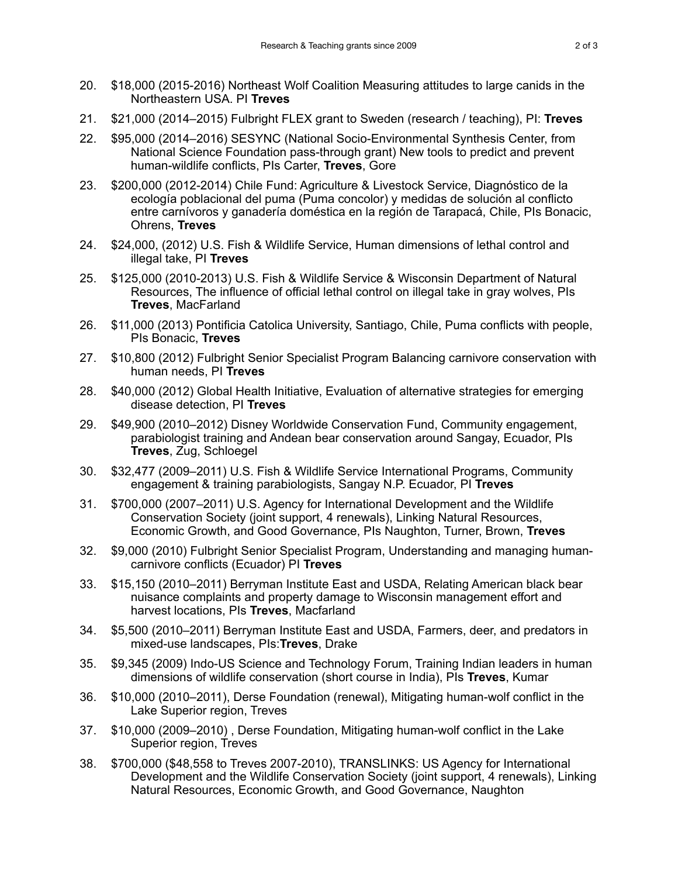20. $18,000 (2015-2016) Northeast Wolf Coalition Measuring attitudes to large canids in the Northeastern USA. PI **Treves**

21. $21,000 (2014–2015) Fulbright FLEX grant to Sweden (research / teaching), PI: **Treves**

22. $95,000 (2014–2016) SESYNC (National Socio-Environmental Synthesis Center, from National Science Foundation pass-through grant) New tools to predict and prevent human-wildlife conflicts, PIs Carter, **Treves**, Gore

23. $200,000 (2012-2014) Chile Fund: Agriculture & Livestock Service, Diagnóstico de la ecología poblacional del puma (Puma concolor) y medidas de solución al conflicto entre carnívoros y ganadería doméstica en la región de Tarapacá, Chile, PIs Bonacic, Ohrens, **Treves**

24. $24,000, (2012) U.S. Fish & Wildlife Service, Human dimensions of lethal control and illegal take, PI **Treves**

25. $125,000 (2010-2013) U.S. Fish & Wildlife Service & Wisconsin Department of Natural Resources, The influence of official lethal control on illegal take in gray wolves, PIs **Treves**, MacFarland

26. $11,000 (2013) Pontificia Catolica University, Santiago, Chile, Puma conflicts with people, PIs Bonacic, **Treves**

27. $10,800 (2012) Fulbright Senior Specialist Program Balancing carnivore conservation with human needs, PI **Treves**

28. $40,000 (2012) Global Health Initiative, Evaluation of alternative strategies for emerging disease detection, PI **Treves**

29. $49,900 (2010–2012) Disney Worldwide Conservation Fund, Community engagement, parabiologist training and Andean bear conservation around Sangay, Ecuador, PIs **Treves**, Zug, Schloegel

30. $32,477 (2009–2011) U.S. Fish & Wildlife Service International Programs, Community engagement & training parabiologists, Sangay N.P. Ecuador, PI **Treves**

31. $700,000 (2007–2011) U.S. Agency for International Development and the Wildlife Conservation Society (joint support, 4 renewals), Linking Natural Resources, Economic Growth, and Good Governance, PIs Naughton, Turner, Brown, **Treves**

32. $9,000 (2010) Fulbright Senior Specialist Program, Understanding and managing human-carnivore conflicts (Ecuador) PI **Treves**

33. $15,150 (2010–2011) Berryman Institute East and USDA, Relating American black bear nuisance complaints and property damage to Wisconsin management effort and harvest locations, PIs **Treves**, Macfarland

34. $5,500 (2010–2011) Berryman Institute East and USDA, Farmers, deer, and predators in mixed-use landscapes, PIs:**Treves**, Drake

35. $9,345 (2009) Indo-US Science and Technology Forum, Training Indian leaders in human dimensions of wildlife conservation (short course in India), PIs **Treves**, Kumar

36. $10,000 (2010–2011), Derse Foundation (renewal), Mitigating human-wolf conflict in the Lake Superior region, Treves

37. $10,000 (2009–2010) , Derse Foundation, Mitigating human-wolf conflict in the Lake Superior region, Treves

38. $700,000 ($48,558 to Treves 2007-2010), TRANSLINKS: US Agency for International Development and the Wildlife Conservation Society (joint support, 4 renewals), Linking Natural Resources, Economic Growth, and Good Governance, Naughton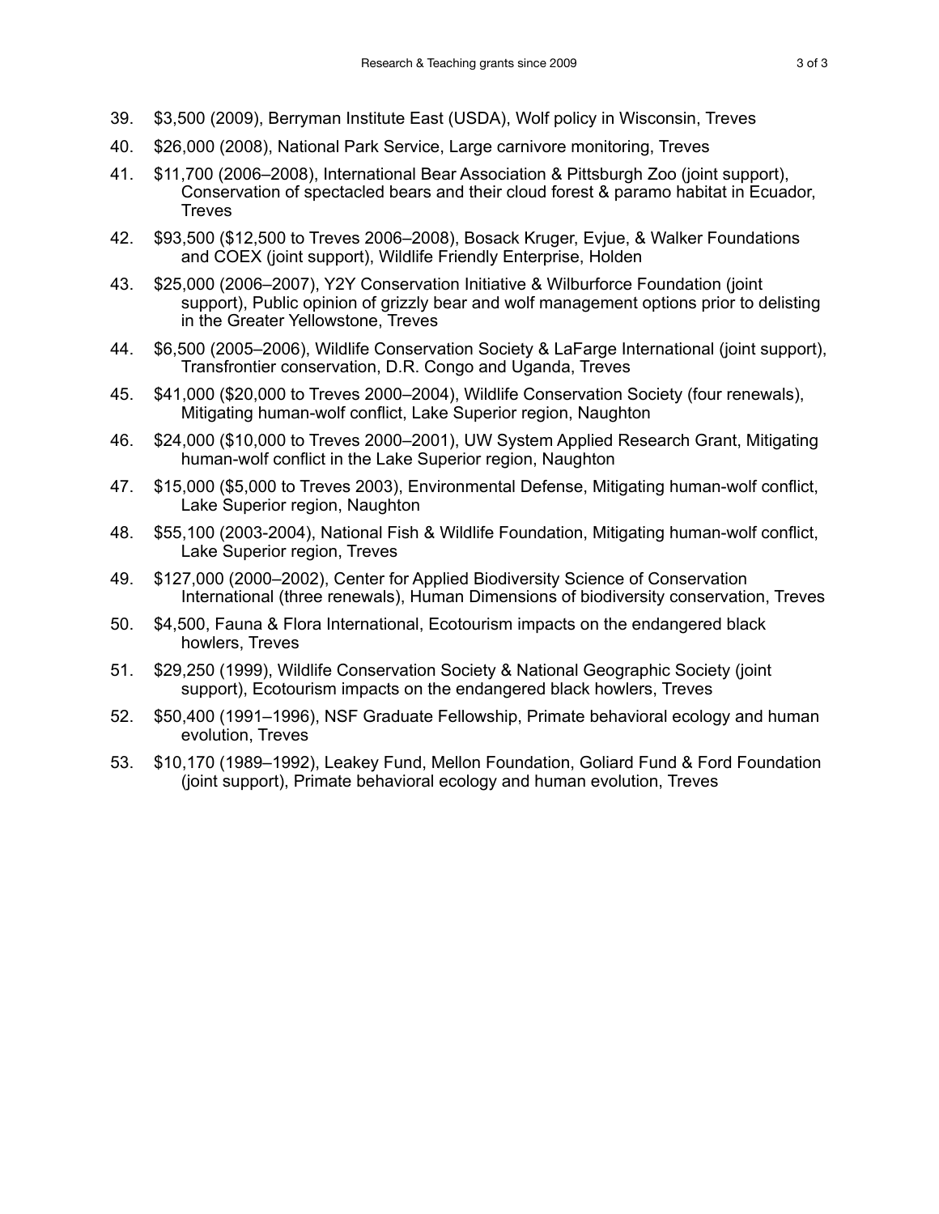39. $3,500 (2009), Berryman Institute East (USDA), Wolf policy in Wisconsin, Treves
40. $26,000 (2008), National Park Service, Large carnivore monitoring, Treves
41. $11,700 (2006–2008), International Bear Association & Pittsburgh Zoo (joint support), Conservation of spectacled bears and their cloud forest & paramo habitat in Ecuador, Treves
42. $93,500 ($12,500 to Treves 2006–2008), Bosack Kruger, Evjue, & Walker Foundations and COEX (joint support), Wildlife Friendly Enterprise, Holden
43. $25,000 (2006–2007), Y2Y Conservation Initiative & Wilburforce Foundation (joint support), Public opinion of grizzly bear and wolf management options prior to delisting in the Greater Yellowstone, Treves
44. $6,500 (2005–2006), Wildlife Conservation Society & LaFarge International (joint support), Transfrontier conservation, D.R. Congo and Uganda, Treves
45. $41,000 ($20,000 to Treves 2000–2004), Wildlife Conservation Society (four renewals), Mitigating human-wolf conflict, Lake Superior region, Naughton
46. $24,000 ($10,000 to Treves 2000–2001), UW System Applied Research Grant, Mitigating human-wolf conflict in the Lake Superior region, Naughton
47. $15,000 ($5,000 to Treves 2003), Environmental Defense, Mitigating human-wolf conflict, Lake Superior region, Naughton
48. $55,100 (2003-2004), National Fish & Wildlife Foundation, Mitigating human-wolf conflict, Lake Superior region, Treves
49. $127,000 (2000–2002), Center for Applied Biodiversity Science of Conservation International (three renewals), Human Dimensions of biodiversity conservation, Treves
50. $4,500, Fauna & Flora International, Ecotourism impacts on the endangered black howlers, Treves
51. $29,250 (1999), Wildlife Conservation Society & National Geographic Society (joint support), Ecotourism impacts on the endangered black howlers, Treves
52. $50,400 (1991–1996), NSF Graduate Fellowship, Primate behavioral ecology and human evolution, Treves
53. $10,170 (1989–1992), Leakey Fund, Mellon Foundation, Goliard Fund & Ford Foundation (joint support), Primate behavioral ecology and human evolution, Treves